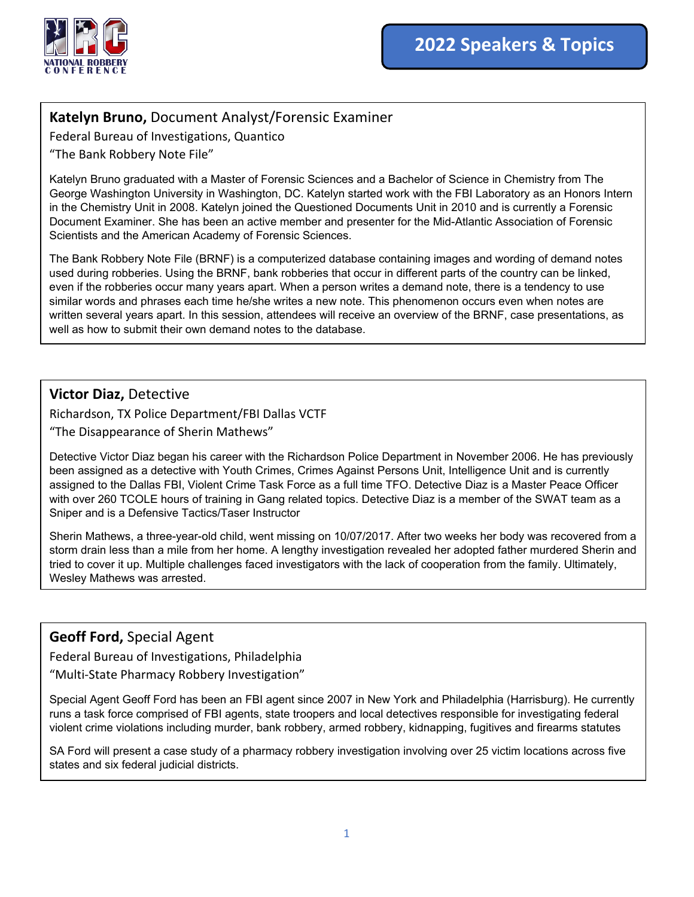NATIONAL ROBBERY CONFERENCE

# 2022 Speakers & Topics

## **Katelyn Bruno,** Document Analyst/Forensic Examiner

Federal Bureau of Investigations, Quantico

"The Bank Robbery Note File"

Katelyn Bruno graduated with a Master of Forensic Sciences and a Bachelor of Science in Chemistry from The George Washington University in Washington, DC. Katelyn started work with the FBI Laboratory as an Honors Intern in the Chemistry Unit in 2008. Katelyn joined the Questioned Documents Unit in 2010 and is currently a Forensic Document Examiner. She has been an active member and presenter for the Mid-Atlantic Association of Forensic Scientists and the American Academy of Forensic Sciences.

The Bank Robbery Note File (BRNF) is a computerized database containing images and wording of demand notes used during robberies. Using the BRNF, bank robberies that occur in different parts of the country can be linked, even if the robberies occur many years apart. When a person writes a demand note, there is a tendency to use similar words and phrases each time he/she writes a new note. This phenomenon occurs even when notes are written several years apart. In this session, attendees will receive an overview of the BRNF, case presentations, as well as how to submit their own demand notes to the database.

## **Victor Diaz,** Detective

Richardson, TX Police Department/FBI Dallas VCTF

"The Disappearance of Sherin Mathews"

Detective Victor Diaz began his career with the Richardson Police Department in November 2006. He has previously been assigned as a detective with Youth Crimes, Crimes Against Persons Unit, Intelligence Unit and is currently assigned to the Dallas FBI, Violent Crime Task Force as a full time TFO. Detective Diaz is a Master Peace Officer with over 260 TCOLE hours of training in Gang related topics. Detective Diaz is a member of the SWAT team as a Sniper and is a Defensive Tactics/Taser Instructor

Sherin Mathews, a three-year-old child, went missing on 10/07/2017. After two weeks her body was recovered from a storm drain less than a mile from her home. A lengthy investigation revealed her adopted father murdered Sherin and tried to cover it up. Multiple challenges faced investigators with the lack of cooperation from the family. Ultimately, Wesley Mathews was arrested.

## **Geoff Ford,** Special Agent

Federal Bureau of Investigations, Philadelphia

"Multi-State Pharmacy Robbery Investigation"

Special Agent Geoff Ford has been an FBI agent since 2007 in New York and Philadelphia (Harrisburg). He currently runs a task force comprised of FBI agents, state troopers and local detectives responsible for investigating federal violent crime violations including murder, bank robbery, armed robbery, kidnapping, fugitives and firearms statutes

SA Ford will present a case study of a pharmacy robbery investigation involving over 25 victim locations across five states and six federal judicial districts.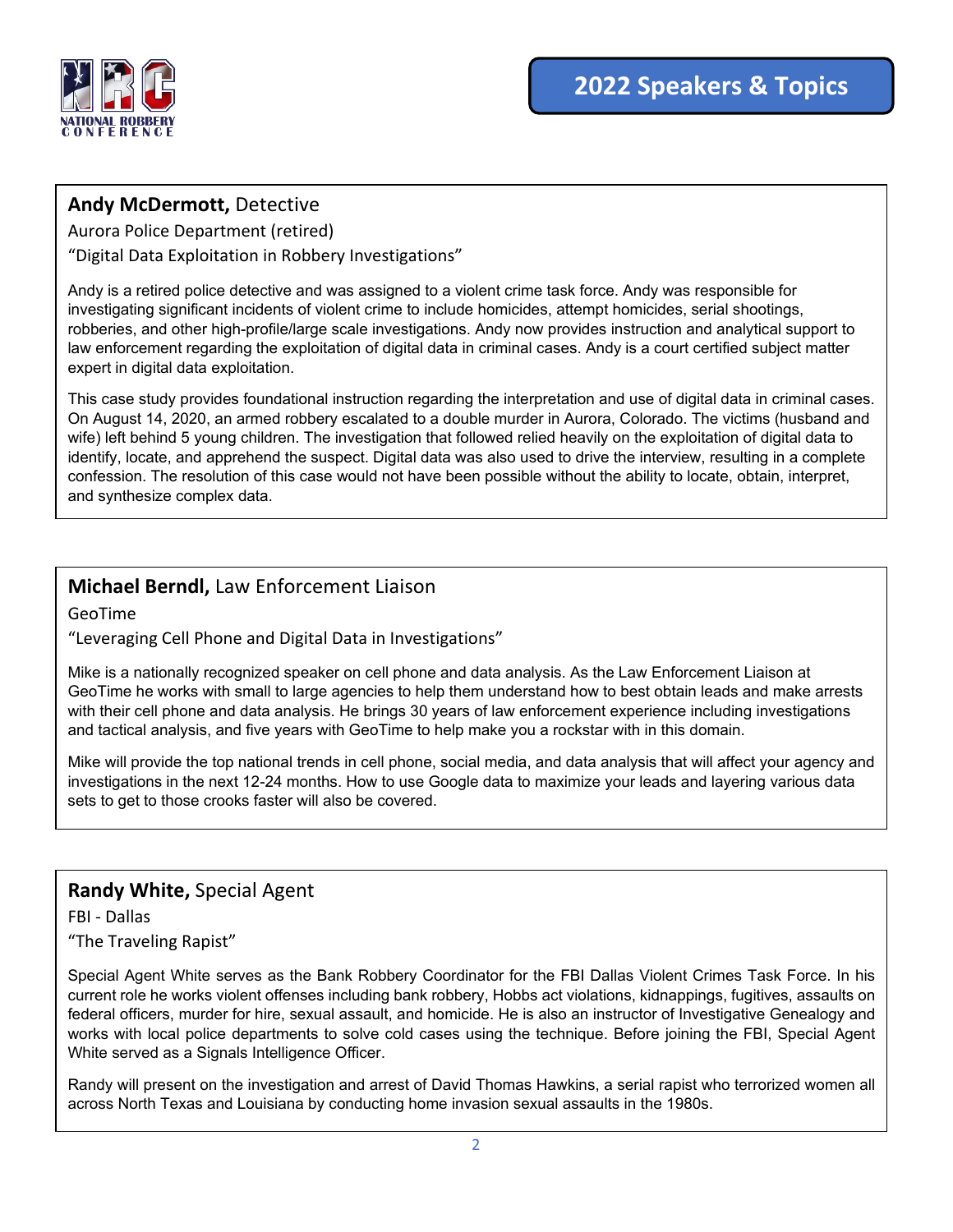# 2022 Speakers & Topics

## **Andy McDermott,** Detective

Aurora Police Department (retired)

"Digital Data Exploitation in Robbery Investigations"

Andy is a retired police detective and was assigned to a violent crime task force. Andy was responsible for investigating significant incidents of violent crime to include homicides, attempt homicides, serial shootings, robberies, and other high-profile/large scale investigations. Andy now provides instruction and analytical support to law enforcement regarding the exploitation of digital data in criminal cases. Andy is a court certified subject matter expert in digital data exploitation.

This case study provides foundational instruction regarding the interpretation and use of digital data in criminal cases. On August 14, 2020, an armed robbery escalated to a double murder in Aurora, Colorado. The victims (husband and wife) left behind 5 young children. The investigation that followed relied heavily on the exploitation of digital data to identify, locate, and apprehend the suspect. Digital data was also used to drive the interview, resulting in a complete confession. The resolution of this case would not have been possible without the ability to locate, obtain, interpret, and synthesize complex data.

## **Michael Berndl,** Law Enforcement Liaison

GeoTime

"Leveraging Cell Phone and Digital Data in Investigations"

Mike is a nationally recognized speaker on cell phone and data analysis. As the Law Enforcement Liaison at GeoTime he works with small to large agencies to help them understand how to best obtain leads and make arrests with their cell phone and data analysis. He brings 30 years of law enforcement experience including investigations and tactical analysis, and five years with GeoTime to help make you a rockstar with in this domain.

Mike will provide the top national trends in cell phone, social media, and data analysis that will affect your agency and investigations in the next 12-24 months. How to use Google data to maximize your leads and layering various data sets to get to those crooks faster will also be covered.

## **Randy White,** Special Agent

FBI - Dallas

"The Traveling Rapist"

Special Agent White serves as the Bank Robbery Coordinator for the FBI Dallas Violent Crimes Task Force. In his current role he works violent offenses including bank robbery, Hobbs act violations, kidnappings, fugitives, assaults on federal officers, murder for hire, sexual assault, and homicide. He is also an instructor of Investigative Genealogy and works with local police departments to solve cold cases using the technique. Before joining the FBI, Special Agent White served as a Signals Intelligence Officer.

Randy will present on the investigation and arrest of David Thomas Hawkins, a serial rapist who terrorized women all across North Texas and Louisiana by conducting home invasion sexual assaults in the 1980s.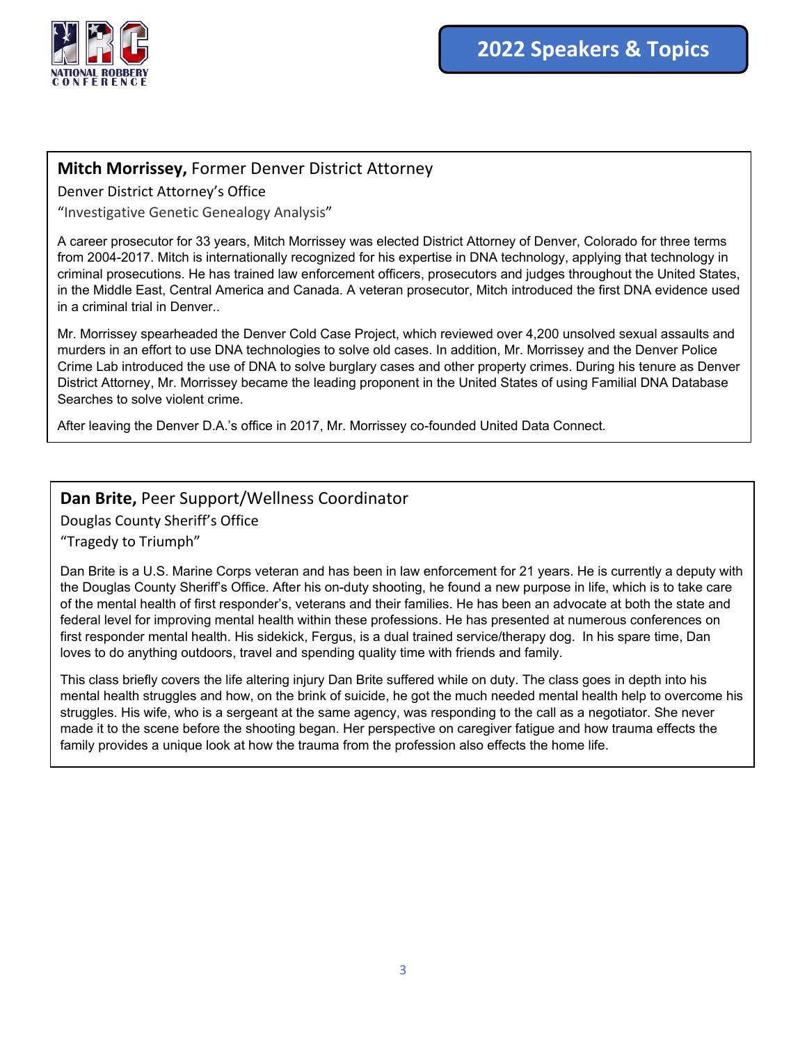**Mitch Morrissey,** Former Denver District Attorney

Denver District Attorney's Office

"Investigative Genetic Genealogy Analysis"

A career prosecutor for 33 years, Mitch Morrissey was elected District Attorney of Denver, Colorado for three terms from 2004-2017. Mitch is internationally recognized for his expertise in DNA technology, applying that technology in criminal prosecutions. He has trained law enforcement officers, prosecutors and judges throughout the United States, in the Middle East, Central America and Canada. A veteran prosecutor, Mitch introduced the first DNA evidence used in a criminal trial in Denver..

Mr. Morrissey spearheaded the Denver Cold Case Project, which reviewed over 4,200 unsolved sexual assaults and murders in an effort to use DNA technologies to solve old cases. In addition, Mr. Morrissey and the Denver Police Crime Lab introduced the use of DNA to solve burglary cases and other property crimes. During his tenure as Denver District Attorney, Mr. Morrissey became the leading proponent in the United States of using Familial DNA Database Searches to solve violent crime.

After leaving the Denver D.A.'s office in 2017, Mr. Morrissey co-founded United Data Connect.

**Dan Brite,** Peer Support/Wellness Coordinator

Douglas County Sheriff's Office

"Tragedy to Triumph"

Dan Brite is a U.S. Marine Corps veteran and has been in law enforcement for 21 years. He is currently a deputy with the Douglas County Sheriff's Office. After his on-duty shooting, he found a new purpose in life, which is to take care of the mental health of first responder's, veterans and their families. He has been an advocate at both the state and federal level for improving mental health within these professions. He has presented at numerous conferences on first responder mental health. His sidekick, Fergus, is a dual trained service/therapy dog. In his spare time, Dan loves to do anything outdoors, travel and spending quality time with friends and family.

This class briefly covers the life altering injury Dan Brite suffered while on duty. The class goes in depth into his mental health struggles and how, on the brink of suicide, he got the much needed mental health help to overcome his struggles. His wife, who is a sergeant at the same agency, was responding to the call as a negotiator. She never made it to the scene before the shooting began. Her perspective on caregiver fatigue and how trauma effects the family provides a unique look at how the trauma from the profession also effects the home life.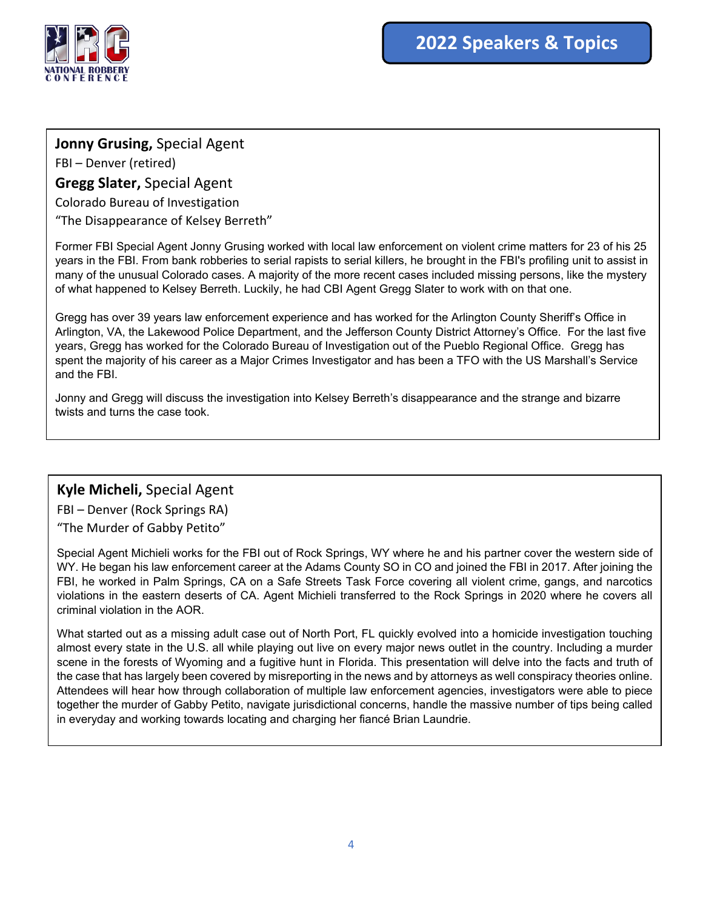**Jonny Grusing,** Special Agent

FBI – Denver (retired)

**Gregg Slater,** Special Agent

Colorado Bureau of Investigation

"The Disappearance of Kelsey Berreth"

Former FBI Special Agent Jonny Grusing worked with local law enforcement on violent crime matters for 23 of his 25 years in the FBI. From bank robberies to serial rapists to serial killers, he brought in the FBI's profiling unit to assist in many of the unusual Colorado cases. A majority of the more recent cases included missing persons, like the mystery of what happened to Kelsey Berreth. Luckily, he had CBI Agent Gregg Slater to work with on that one.

Gregg has over 39 years law enforcement experience and has worked for the Arlington County Sheriff's Office in Arlington, VA, the Lakewood Police Department, and the Jefferson County District Attorney's Office. For the last five years, Gregg has worked for the Colorado Bureau of Investigation out of the Pueblo Regional Office. Gregg has spent the majority of his career as a Major Crimes Investigator and has been a TFO with the US Marshall's Service and the FBI.

Jonny and Gregg will discuss the investigation into Kelsey Berreth's disappearance and the strange and bizarre twists and turns the case took.

**Kyle Micheli,** Special Agent

FBI – Denver (Rock Springs RA)

"The Murder of Gabby Petito"

Special Agent Michieli works for the FBI out of Rock Springs, WY where he and his partner cover the western side of WY. He began his law enforcement career at the Adams County SO in CO and joined the FBI in 2017. After joining the FBI, he worked in Palm Springs, CA on a Safe Streets Task Force covering all violent crime, gangs, and narcotics violations in the eastern deserts of CA. Agent Michieli transferred to the Rock Springs in 2020 where he covers all criminal violation in the AOR.

What started out as a missing adult case out of North Port, FL quickly evolved into a homicide investigation touching almost every state in the U.S. all while playing out live on every major news outlet in the country. Including a murder scene in the forests of Wyoming and a fugitive hunt in Florida. This presentation will delve into the facts and truth of the case that has largely been covered by misreporting in the news and by attorneys as well conspiracy theories online. Attendees will hear how through collaboration of multiple law enforcement agencies, investigators were able to piece together the murder of Gabby Petito, navigate jurisdictional concerns, handle the massive number of tips being called in everyday and working towards locating and charging her fiancé Brian Laundrie.